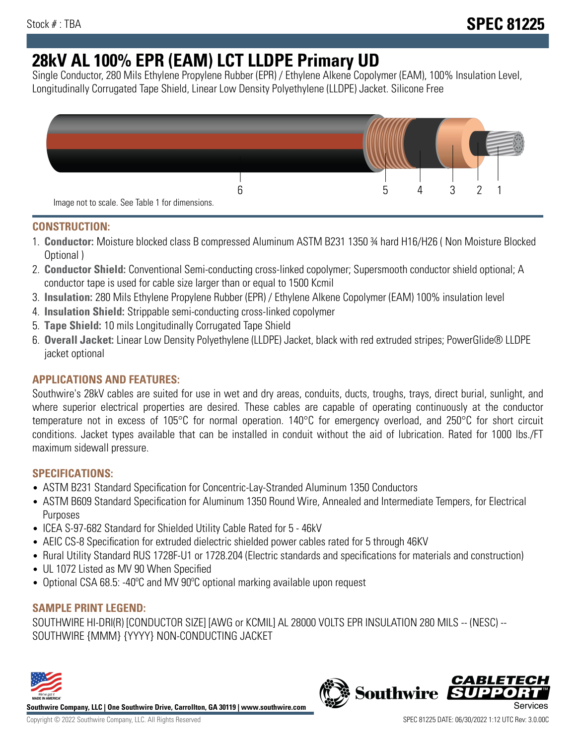Stock # : TBA

# SPEC 81225

# 28kV AL 100% EPR (EAM) LCT LLDPE Primary UD

Single Conductor, 280 Mils Ethylene Propylene Rubber (EPR) / Ethylene Alkene Copolymer (EAM), 100% Insulation Level, Longitudinally Corrugated Tape Shield, Linear Low Density Polyethylene (LLDPE) Jacket. Silicone Free

6 5 4 3 2 1

Image not to scale. See Table 1 for dimensions.

## CONSTRUCTION:

1. **Conductor:** Moisture blocked class B compressed Aluminum ASTM B231 1350 ¾ hard H16/H26 ( Non Moisture Blocked Optional )
2. **Conductor Shield:** Conventional Semi-conducting cross-linked copolymer; Supersmooth conductor shield optional; A conductor tape is used for cable size larger than or equal to 1500 Kcmil
3. **Insulation:** 280 Mils Ethylene Propylene Rubber (EPR) / Ethylene Alkene Copolymer (EAM) 100% insulation level
4. **Insulation Shield:** Strippable semi-conducting cross-linked copolymer
5. **Tape Shield:** 10 mils Longitudinally Corrugated Tape Shield
6. **Overall Jacket:** Linear Low Density Polyethylene (LLDPE) Jacket, black with red extruded stripes; PowerGlide® LLDPE jacket optional

## APPLICATIONS AND FEATURES:

Southwire's 28kV cables are suited for use in wet and dry areas, conduits, ducts, troughs, trays, direct burial, sunlight, and where superior electrical properties are desired. These cables are capable of operating continuously at the conductor temperature not in excess of 105°C for normal operation. 140°C for emergency overload, and 250°C for short circuit conditions. Jacket types available that can be installed in conduit without the aid of lubrication. Rated for 1000 lbs./FT maximum sidewall pressure.

## SPECIFICATIONS:

- ASTM B231 Standard Specification for Concentric-Lay-Stranded Aluminum 1350 Conductors
- ASTM B609 Standard Specification for Aluminum 1350 Round Wire, Annealed and Intermediate Tempers, for Electrical Purposes
- ICEA S-97-682 Standard for Shielded Utility Cable Rated for 5 - 46kV
- AEIC CS-8 Specification for extruded dielectric shielded power cables rated for 5 through 46KV
- Rural Utility Standard RUS 1728F-U1 or 1728.204 (Electric standards and specifications for materials and construction)
- UL 1072 Listed as MV 90 When Specified
- Optional CSA 68.5: -40ºC and MV 90ºC optional marking available upon request

## SAMPLE PRINT LEGEND:

SOUTHWIRE HI-DRI(R) [CONDUCTOR SIZE] [AWG or KCMIL] AL 28000 VOLTS EPR INSULATION 280 MILS -- (NESC) -- SOUTHWIRE {MMM} {YYYY} NON-CONDUCTING JACKET

**Southwire Company, LLC | One Southwire Drive, Carrollton, GA 30119 | www.southwire.com**

Copyright © 2022 Southwire Company, LLC. All Rights Reserved

SPEC 81225 DATE: 06/30/2022 1:12 UTC Rev: 3.0.00C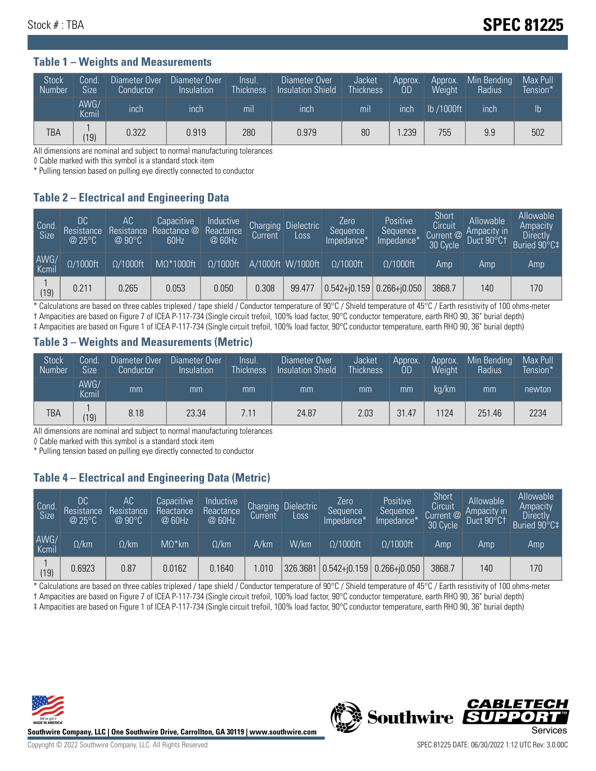Stock # : TBA

# SPEC 81225

## Table 1 – Weights and Measurements

| Stock Number | Cond. Size | Diameter Over Conductor | Diameter Over Insulation | Insul. Thickness | Diameter Over Insulation Shield | Jacket Thickness | Approx. OD | Approx. Weight | Min Bending Radius | Max Pull Tension* |
|---|---|---|---|---|---|---|---|---|---|---|
| | AWG/ Kcmil | inch | inch | mil | inch | mil | inch | lb /1000ft | inch | lb |
| TBA | 1 (19) | 0.322 | 0.919 | 280 | 0.979 | 80 | 1.239 | 755 | 9.9 | 502 |

All dimensions are nominal and subject to normal manufacturing tolerances

◊ Cable marked with this symbol is a standard stock item

* Pulling tension based on pulling eye directly connected to conductor

## Table 2 – Electrical and Engineering Data

| Cond. Size | DC Resistance @ 25°C | AC Resistance @ 90°C | Capacitive Reactance @ 60Hz | Inductive Reactance @ 60Hz | Charging Current | Dielectric Loss | Zero Sequence Impedance* | Positive Sequence Impedance* | Short Circuit Current @ 30 Cycle | Allowable Ampacity in Duct 90°C† | Allowable Ampacity Directly Buried 90°C‡ |
|---|---|---|---|---|---|---|---|---|---|---|---|
| AWG/ Kcmil | Ω/1000ft | Ω/1000ft | MΩ*1000ft | Ω/1000ft | A/1000ft | W/1000ft | Ω/1000ft | Ω/1000ft | Amp | Amp | Amp |
| 1 (19) | 0.211 | 0.265 | 0.053 | 0.050 | 0.308 | 99.477 | 0.542+j0.159 | 0.266+j0.050 | 3868.7 | 140 | 170 |

* Calculations are based on three cables triplexed / tape shield / Conductor temperature of 90°C / Shield temperature of 45°C / Earth resistivity of 100 ohms-meter

† Ampacities are based on Figure 7 of ICEA P-117-734 (Single circuit trefoil, 100% load factor, 90°C conductor temperature, earth RHO 90, 36" burial depth)

‡ Ampacities are based on Figure 1 of ICEA P-117-734 (Single circuit trefoil, 100% load factor, 90°C conductor temperature, earth RHO 90, 36" burial depth)

## Table 3 – Weights and Measurements (Metric)

| Stock Number | Cond. Size | Diameter Over Conductor | Diameter Over Insulation | Insul. Thickness | Diameter Over Insulation Shield | Jacket Thickness | Approx. OD | Approx. Weight | Min Bending Radius | Max Pull Tension* |
|---|---|---|---|---|---|---|---|---|---|---|
| | AWG/ Kcmil | mm | mm | mm | mm | mm | mm | kg/km | mm | newton |
| TBA | 1 (19) | 8.18 | 23.34 | 7.11 | 24.87 | 2.03 | 31.47 | 1124 | 251.46 | 2234 |

All dimensions are nominal and subject to normal manufacturing tolerances

◊ Cable marked with this symbol is a standard stock item

* Pulling tension based on pulling eye directly connected to conductor

## Table 4 – Electrical and Engineering Data (Metric)

| Cond. Size | DC Resistance @ 25°C | AC Resistance @ 90°C | Capacitive Reactance @ 60Hz | Inductive Reactance @ 60Hz | Charging Current | Dielectric Loss | Zero Sequence Impedance* | Positive Sequence Impedance* | Short Circuit Current @ 30 Cycle | Allowable Ampacity in Duct 90°C† | Allowable Ampacity Directly Buried 90°C‡ |
|---|---|---|---|---|---|---|---|---|---|---|---|
| AWG/ Kcmil | Ω/km | Ω/km | MΩ*km | Ω/km | A/km | W/km | Ω/1000ft | Ω/1000ft | Amp | Amp | Amp |
| 1 (19) | 0.6923 | 0.87 | 0.0162 | 0.1640 | 1.010 | 326.3681 | 0.542+j0.159 | 0.266+j0.050 | 3868.7 | 140 | 170 |

* Calculations are based on three cables triplexed / tape shield / Conductor temperature of 90°C / Shield temperature of 45°C / Earth resistivity of 100 ohms-meter

† Ampacities are based on Figure 7 of ICEA P-117-734 (Single circuit trefoil, 100% load factor, 90°C conductor temperature, earth RHO 90, 36" burial depth)

‡ Ampacities are based on Figure 1 of ICEA P-117-734 (Single circuit trefoil, 100% load factor, 90°C conductor temperature, earth RHO 90, 36" burial depth)

**Southwire Company, LLC | One Southwire Drive, Carrollton, GA 30119 | www.southwire.com**

Copyright © 2022 Southwire Company, LLC. All Rights Reserved

SPEC 81225 DATE: 06/30/2022 1:12 UTC Rev: 3.0.00C